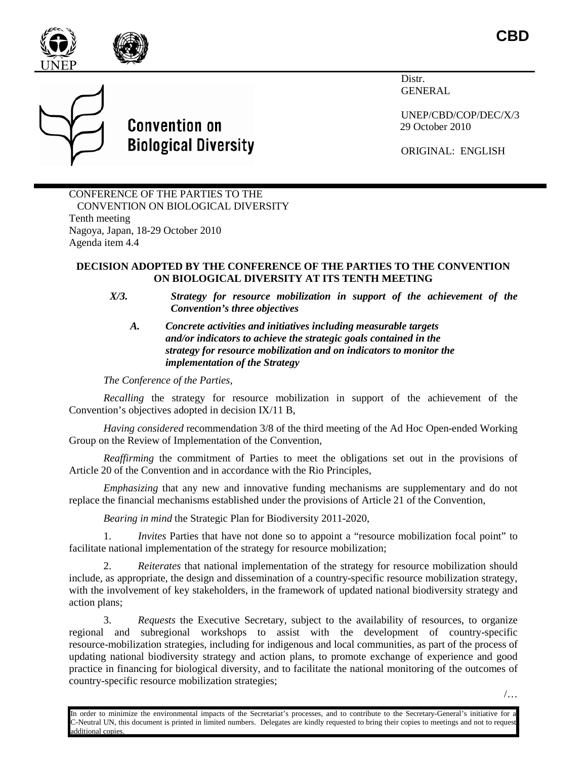**CBD**

Convention on Biological Diversity

Distr.
GENERAL

UNEP/CBD/COP/DEC/X/3
29 October 2010

ORIGINAL: ENGLISH

CONFERENCE OF THE PARTIES TO THE
CONVENTION ON BIOLOGICAL DIVERSITY
Tenth meeting
Nagoya, Japan, 18-29 October 2010
Agenda item 4.4

## DECISION ADOPTED BY THE CONFERENCE OF THE PARTIES TO THE CONVENTION ON BIOLOGICAL DIVERSITY AT ITS TENTH MEETING

### *X/3. Strategy for resource mobilization in support of the achievement of the Convention's three objectives*

#### *A. Concrete activities and initiatives including measurable targets and/or indicators to achieve the strategic goals contained in the strategy for resource mobilization and on indicators to monitor the implementation of the Strategy*

*The Conference of the Parties*,

*Recalling* the strategy for resource mobilization in support of the achievement of the Convention's objectives adopted in decision IX/11 B,

*Having considered* recommendation 3/8 of the third meeting of the Ad Hoc Open-ended Working Group on the Review of Implementation of the Convention,

*Reaffirming* the commitment of Parties to meet the obligations set out in the provisions of Article 20 of the Convention and in accordance with the Rio Principles,

*Emphasizing* that any new and innovative funding mechanisms are supplementary and do not replace the financial mechanisms established under the provisions of Article 21 of the Convention,

*Bearing in mind* the Strategic Plan for Biodiversity 2011-2020,

1. *Invites* Parties that have not done so to appoint a "resource mobilization focal point" to facilitate national implementation of the strategy for resource mobilization;

2. *Reiterates* that national implementation of the strategy for resource mobilization should include, as appropriate, the design and dissemination of a country-specific resource mobilization strategy, with the involvement of key stakeholders, in the framework of updated national biodiversity strategy and action plans;

3. *Requests* the Executive Secretary, subject to the availability of resources, to organize regional and subregional workshops to assist with the development of country-specific resource-mobilization strategies, including for indigenous and local communities, as part of the process of updating national biodiversity strategy and action plans, to promote exchange of experience and good practice in financing for biological diversity, and to facilitate the national monitoring of the outcomes of country-specific resource mobilization strategies;

/…

In order to minimize the environmental impacts of the Secretariat's processes, and to contribute to the Secretary-General's initiative for a C-Neutral UN, this document is printed in limited numbers. Delegates are kindly requested to bring their copies to meetings and not to request additional copies.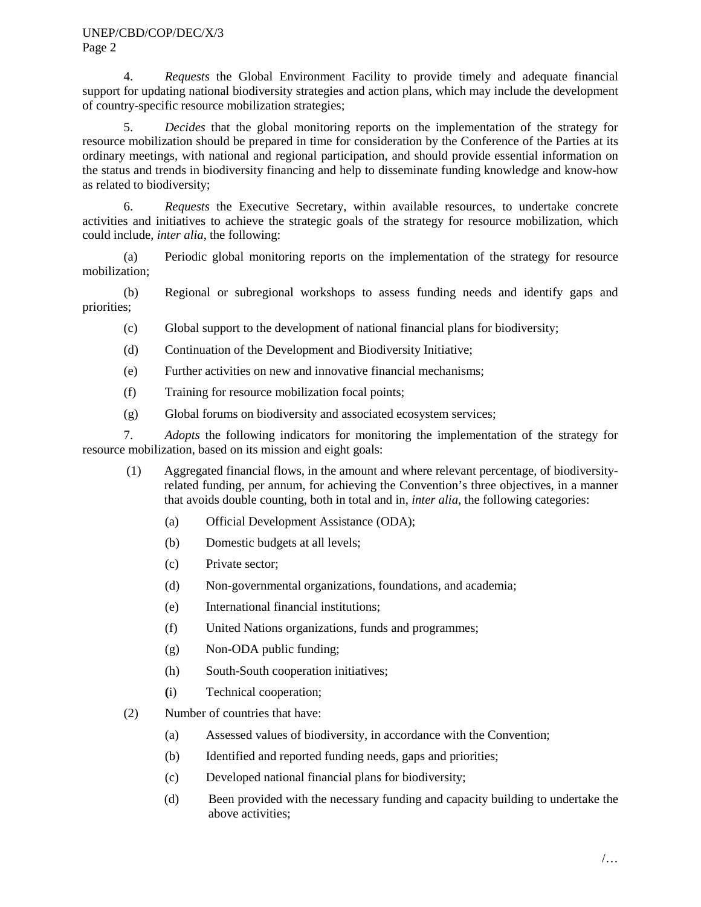4. *Requests* the Global Environment Facility to provide timely and adequate financial support for updating national biodiversity strategies and action plans, which may include the development of country-specific resource mobilization strategies;

5. *Decides* that the global monitoring reports on the implementation of the strategy for resource mobilization should be prepared in time for consideration by the Conference of the Parties at its ordinary meetings, with national and regional participation, and should provide essential information on the status and trends in biodiversity financing and help to disseminate funding knowledge and know-how as related to biodiversity;

6. *Requests* the Executive Secretary, within available resources, to undertake concrete activities and initiatives to achieve the strategic goals of the strategy for resource mobilization, which could include, *inter alia*, the following:

(a) Periodic global monitoring reports on the implementation of the strategy for resource mobilization;

(b) Regional or subregional workshops to assess funding needs and identify gaps and priorities;

(c) Global support to the development of national financial plans for biodiversity;

(d) Continuation of the Development and Biodiversity Initiative;

(e) Further activities on new and innovative financial mechanisms;

(f) Training for resource mobilization focal points;

(g) Global forums on biodiversity and associated ecosystem services;

7. *Adopts* the following indicators for monitoring the implementation of the strategy for resource mobilization, based on its mission and eight goals:

(1) Aggregated financial flows, in the amount and where relevant percentage, of biodiversity-related funding, per annum, for achieving the Convention's three objectives, in a manner that avoids double counting, both in total and in, *inter alia*, the following categories:

   (a) Official Development Assistance (ODA);

   (b) Domestic budgets at all levels;

   (c) Private sector;

   (d) Non-governmental organizations, foundations, and academia;

   (e) International financial institutions;

   (f) United Nations organizations, funds and programmes;

   (g) Non-ODA public funding;

   (h) South-South cooperation initiatives;

   (i) Technical cooperation;

(2) Number of countries that have:

   (a) Assessed values of biodiversity, in accordance with the Convention;

   (b) Identified and reported funding needs, gaps and priorities;

   (c) Developed national financial plans for biodiversity;

   (d) Been provided with the necessary funding and capacity building to undertake the above activities;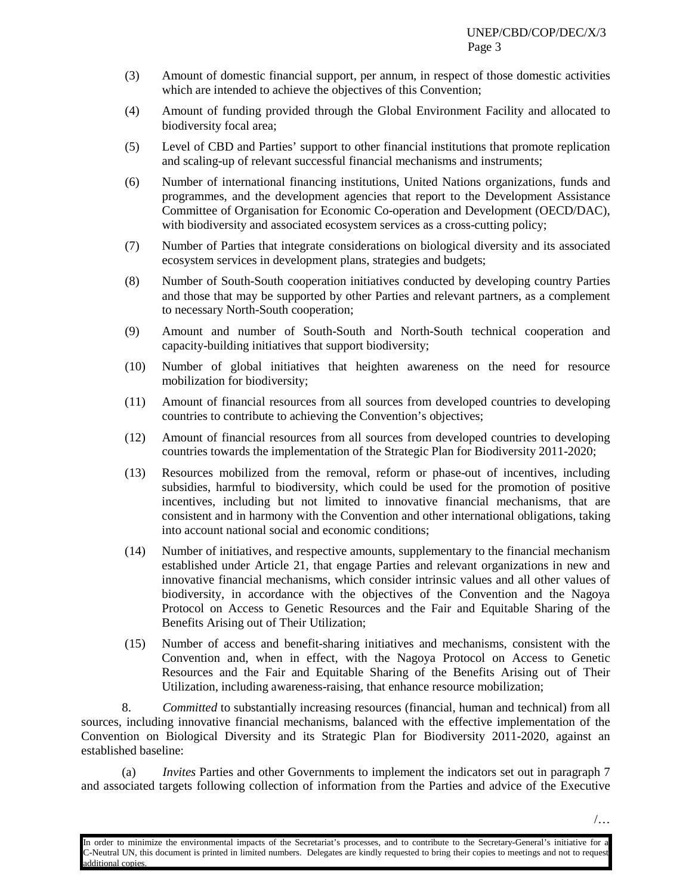(3) Amount of domestic financial support, per annum, in respect of those domestic activities which are intended to achieve the objectives of this Convention;

(4) Amount of funding provided through the Global Environment Facility and allocated to biodiversity focal area;

(5) Level of CBD and Parties' support to other financial institutions that promote replication and scaling-up of relevant successful financial mechanisms and instruments;

(6) Number of international financing institutions, United Nations organizations, funds and programmes, and the development agencies that report to the Development Assistance Committee of Organisation for Economic Co-operation and Development (OECD/DAC), with biodiversity and associated ecosystem services as a cross-cutting policy;

(7) Number of Parties that integrate considerations on biological diversity and its associated ecosystem services in development plans, strategies and budgets;

(8) Number of South-South cooperation initiatives conducted by developing country Parties and those that may be supported by other Parties and relevant partners, as a complement to necessary North-South cooperation;

(9) Amount and number of South-South and North-South technical cooperation and capacity-building initiatives that support biodiversity;

(10) Number of global initiatives that heighten awareness on the need for resource mobilization for biodiversity;

(11) Amount of financial resources from all sources from developed countries to developing countries to contribute to achieving the Convention's objectives;

(12) Amount of financial resources from all sources from developed countries to developing countries towards the implementation of the Strategic Plan for Biodiversity 2011-2020;

(13) Resources mobilized from the removal, reform or phase-out of incentives, including subsidies, harmful to biodiversity, which could be used for the promotion of positive incentives, including but not limited to innovative financial mechanisms, that are consistent and in harmony with the Convention and other international obligations, taking into account national social and economic conditions;

(14) Number of initiatives, and respective amounts, supplementary to the financial mechanism established under Article 21, that engage Parties and relevant organizations in new and innovative financial mechanisms, which consider intrinsic values and all other values of biodiversity, in accordance with the objectives of the Convention and the Nagoya Protocol on Access to Genetic Resources and the Fair and Equitable Sharing of the Benefits Arising out of Their Utilization;

(15) Number of access and benefit-sharing initiatives and mechanisms, consistent with the Convention and, when in effect, with the Nagoya Protocol on Access to Genetic Resources and the Fair and Equitable Sharing of the Benefits Arising out of Their Utilization, including awareness-raising, that enhance resource mobilization;

8. *Committed* to substantially increasing resources (financial, human and technical) from all sources, including innovative financial mechanisms, balanced with the effective implementation of the Convention on Biological Diversity and its Strategic Plan for Biodiversity 2011-2020, against an established baseline:

(a) *Invites* Parties and other Governments to implement the indicators set out in paragraph 7 and associated targets following collection of information from the Parties and advice of the Executive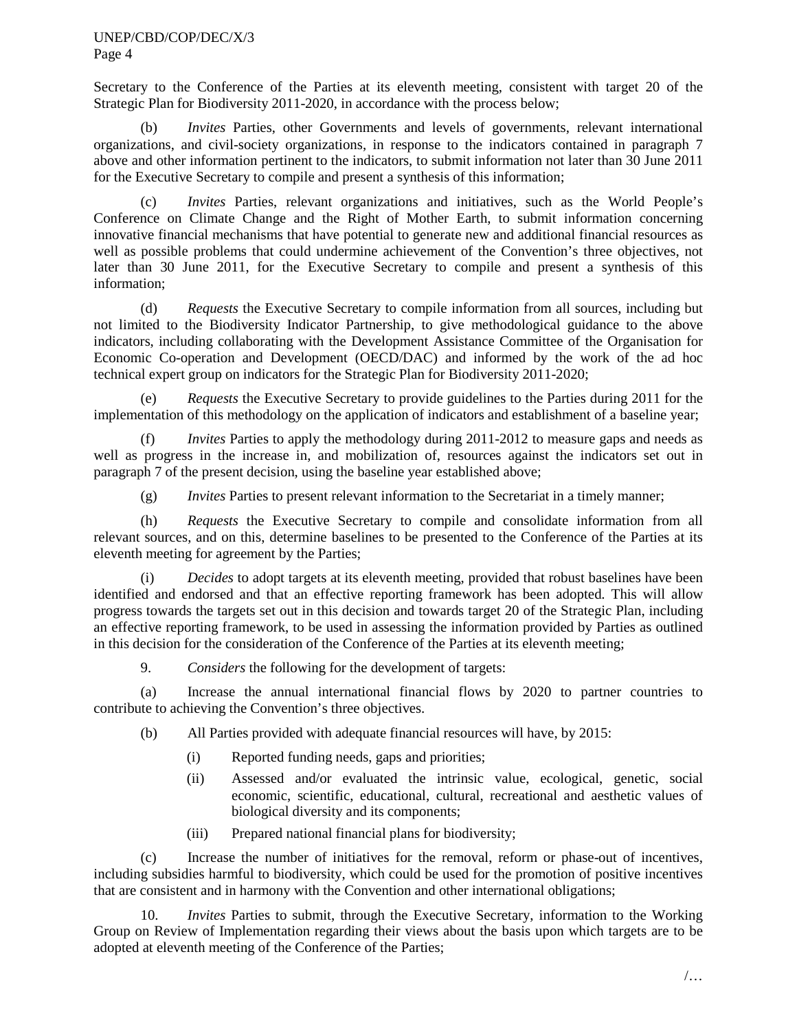Secretary to the Conference of the Parties at its eleventh meeting, consistent with target 20 of the Strategic Plan for Biodiversity 2011-2020, in accordance with the process below;

(b) *Invites* Parties, other Governments and levels of governments, relevant international organizations, and civil-society organizations, in response to the indicators contained in paragraph 7 above and other information pertinent to the indicators, to submit information not later than 30 June 2011 for the Executive Secretary to compile and present a synthesis of this information;

(c) *Invites* Parties, relevant organizations and initiatives, such as the World People's Conference on Climate Change and the Right of Mother Earth, to submit information concerning innovative financial mechanisms that have potential to generate new and additional financial resources as well as possible problems that could undermine achievement of the Convention's three objectives, not later than 30 June 2011, for the Executive Secretary to compile and present a synthesis of this information;

(d) *Requests* the Executive Secretary to compile information from all sources, including but not limited to the Biodiversity Indicator Partnership, to give methodological guidance to the above indicators, including collaborating with the Development Assistance Committee of the Organisation for Economic Co-operation and Development (OECD/DAC) and informed by the work of the ad hoc technical expert group on indicators for the Strategic Plan for Biodiversity 2011-2020;

(e) *Requests* the Executive Secretary to provide guidelines to the Parties during 2011 for the implementation of this methodology on the application of indicators and establishment of a baseline year;

(f) *Invites* Parties to apply the methodology during 2011-2012 to measure gaps and needs as well as progress in the increase in, and mobilization of, resources against the indicators set out in paragraph 7 of the present decision, using the baseline year established above;

(g) *Invites* Parties to present relevant information to the Secretariat in a timely manner;

(h) *Requests* the Executive Secretary to compile and consolidate information from all relevant sources, and on this, determine baselines to be presented to the Conference of the Parties at its eleventh meeting for agreement by the Parties;

(i) *Decides* to adopt targets at its eleventh meeting, provided that robust baselines have been identified and endorsed and that an effective reporting framework has been adopted. This will allow progress towards the targets set out in this decision and towards target 20 of the Strategic Plan, including an effective reporting framework, to be used in assessing the information provided by Parties as outlined in this decision for the consideration of the Conference of the Parties at its eleventh meeting;

9. *Considers* the following for the development of targets:

(a) Increase the annual international financial flows by 2020 to partner countries to contribute to achieving the Convention's three objectives.

(b) All Parties provided with adequate financial resources will have, by 2015:

(i) Reported funding needs, gaps and priorities;

(ii) Assessed and/or evaluated the intrinsic value, ecological, genetic, social economic, scientific, educational, cultural, recreational and aesthetic values of biological diversity and its components;

(iii) Prepared national financial plans for biodiversity;

(c) Increase the number of initiatives for the removal, reform or phase-out of incentives, including subsidies harmful to biodiversity, which could be used for the promotion of positive incentives that are consistent and in harmony with the Convention and other international obligations;

10. *Invites* Parties to submit, through the Executive Secretary, information to the Working Group on Review of Implementation regarding their views about the basis upon which targets are to be adopted at eleventh meeting of the Conference of the Parties;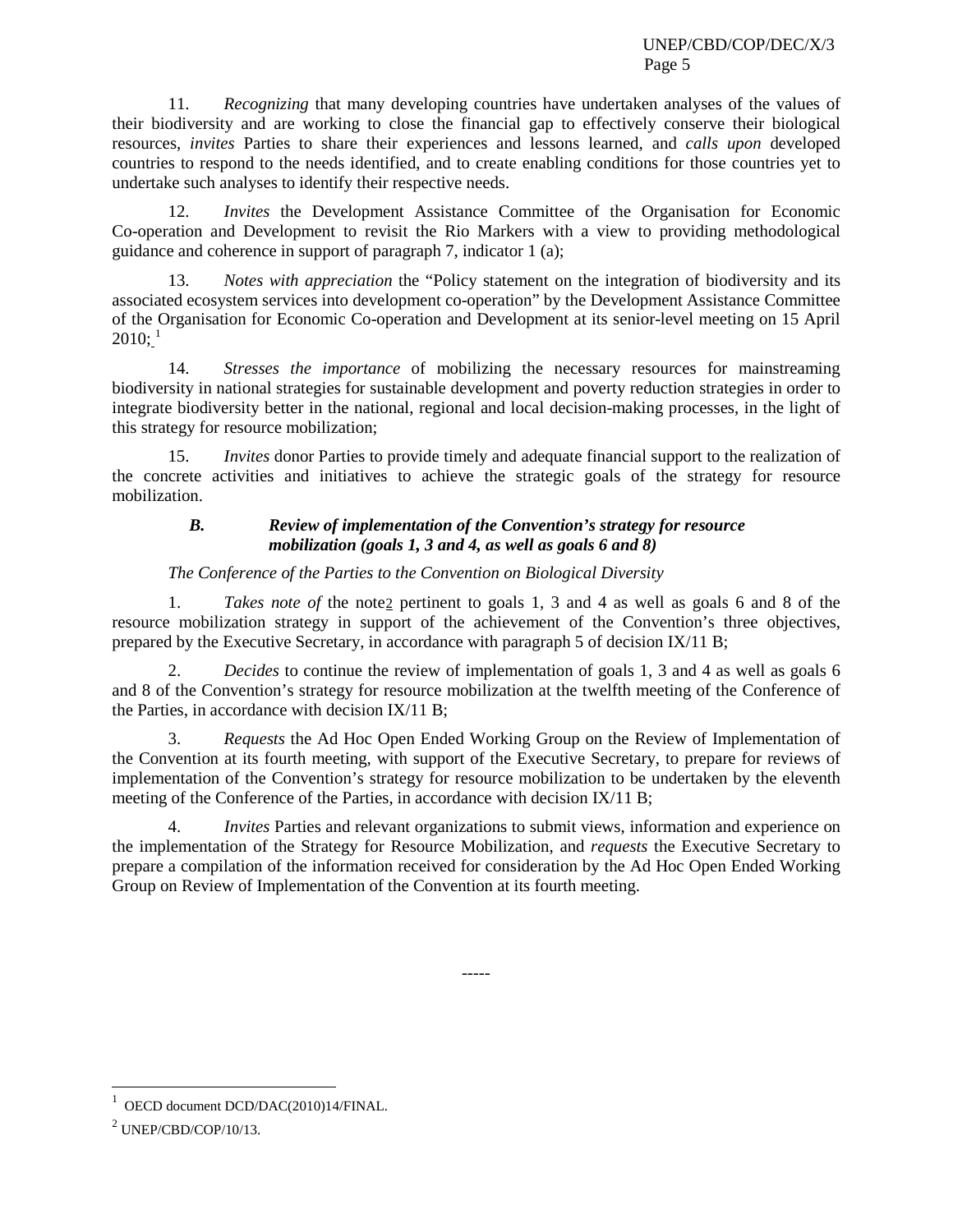11. *Recognizing* that many developing countries have undertaken analyses of the values of their biodiversity and are working to close the financial gap to effectively conserve their biological resources, *invites* Parties to share their experiences and lessons learned, and *calls upon* developed countries to respond to the needs identified, and to create enabling conditions for those countries yet to undertake such analyses to identify their respective needs.

12. *Invites* the Development Assistance Committee of the Organisation for Economic Co-operation and Development to revisit the Rio Markers with a view to providing methodological guidance and coherence in support of paragraph 7, indicator 1 (a);

13. *Notes with appreciation* the "Policy statement on the integration of biodiversity and its associated ecosystem services into development co-operation" by the Development Assistance Committee of the Organisation for Economic Co-operation and Development at its senior-level meeting on 15 April 2010;[1]

14. *Stresses the importance* of mobilizing the necessary resources for mainstreaming biodiversity in national strategies for sustainable development and poverty reduction strategies in order to integrate biodiversity better in the national, regional and local decision-making processes, in the light of this strategy for resource mobilization;

15. *Invites* donor Parties to provide timely and adequate financial support to the realization of the concrete activities and initiatives to achieve the strategic goals of the strategy for resource mobilization.

### *B. Review of implementation of the Convention's strategy for resource mobilization (goals 1, 3 and 4, as well as goals 6 and 8)*

*The Conference of the Parties to the Convention on Biological Diversity*

1. *Takes note of* the note[2] pertinent to goals 1, 3 and 4 as well as goals 6 and 8 of the resource mobilization strategy in support of the achievement of the Convention's three objectives, prepared by the Executive Secretary, in accordance with paragraph 5 of decision IX/11 B;

2. *Decides* to continue the review of implementation of goals 1, 3 and 4 as well as goals 6 and 8 of the Convention's strategy for resource mobilization at the twelfth meeting of the Conference of the Parties, in accordance with decision IX/11 B;

3. *Requests* the Ad Hoc Open Ended Working Group on the Review of Implementation of the Convention at its fourth meeting, with support of the Executive Secretary, to prepare for reviews of implementation of the Convention's strategy for resource mobilization to be undertaken by the eleventh meeting of the Conference of the Parties, in accordance with decision IX/11 B;

4. *Invites* Parties and relevant organizations to submit views, information and experience on the implementation of the Strategy for Resource Mobilization, and *requests* the Executive Secretary to prepare a compilation of the information received for consideration by the Ad Hoc Open Ended Working Group on Review of Implementation of the Convention at its fourth meeting.

-----

[1] OECD document DCD/DAC(2010)14/FINAL.

[2] UNEP/CBD/COP/10/13.